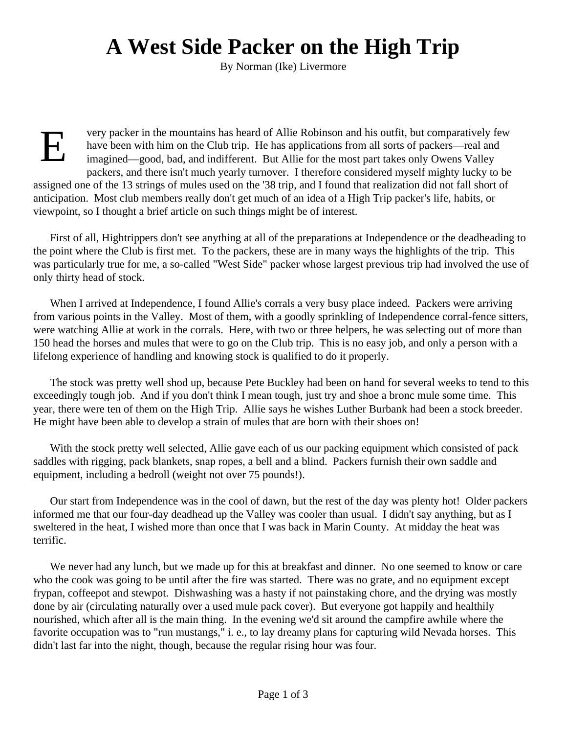# A West Side Packer on the High Trip

By Norman (Ike) Livermore

Every packer in the mountains has heard of Allie Robinson and his outfit, but comparatively few have been with him on the Club trip. He has applications from all sorts of packers—real and imagined—good, bad, and indifferent. But Allie for the most part takes only Owens Valley packers, and there isn't much yearly turnover. I therefore considered myself mighty lucky to be assigned one of the 13 strings of mules used on the '38 trip, and I found that realization did not fall short of anticipation. Most club members really don't get much of an idea of a High Trip packer's life, habits, or viewpoint, so I thought a brief article on such things might be of interest.

First of all, Hightrippers don't see anything at all of the preparations at Independence or the deadheading to the point where the Club is first met. To the packers, these are in many ways the highlights of the trip. This was particularly true for me, a so-called "West Side" packer whose largest previous trip had involved the use of only thirty head of stock.

When I arrived at Independence, I found Allie's corrals a very busy place indeed. Packers were arriving from various points in the Valley. Most of them, with a goodly sprinkling of Independence corral-fence sitters, were watching Allie at work in the corrals. Here, with two or three helpers, he was selecting out of more than 150 head the horses and mules that were to go on the Club trip. This is no easy job, and only a person with a lifelong experience of handling and knowing stock is qualified to do it properly.

The stock was pretty well shod up, because Pete Buckley had been on hand for several weeks to tend to this exceedingly tough job. And if you don't think I mean tough, just try and shoe a bronc mule some time. This year, there were ten of them on the High Trip. Allie says he wishes Luther Burbank had been a stock breeder. He might have been able to develop a strain of mules that are born with their shoes on!

With the stock pretty well selected, Allie gave each of us our packing equipment which consisted of pack saddles with rigging, pack blankets, snap ropes, a bell and a blind. Packers furnish their own saddle and equipment, including a bedroll (weight not over 75 pounds!).

Our start from Independence was in the cool of dawn, but the rest of the day was plenty hot! Older packers informed me that our four-day deadhead up the Valley was cooler than usual. I didn't say anything, but as I sweltered in the heat, I wished more than once that I was back in Marin County. At midday the heat was terrific.

We never had any lunch, but we made up for this at breakfast and dinner. No one seemed to know or care who the cook was going to be until after the fire was started. There was no grate, and no equipment except frypan, coffeepot and stewpot. Dishwashing was a hasty if not painstaking chore, and the drying was mostly done by air (circulating naturally over a used mule pack cover). But everyone got happily and healthily nourished, which after all is the main thing. In the evening we'd sit around the campfire awhile where the favorite occupation was to "run mustangs," i. e., to lay dreamy plans for capturing wild Nevada horses. This didn't last far into the night, though, because the regular rising hour was four.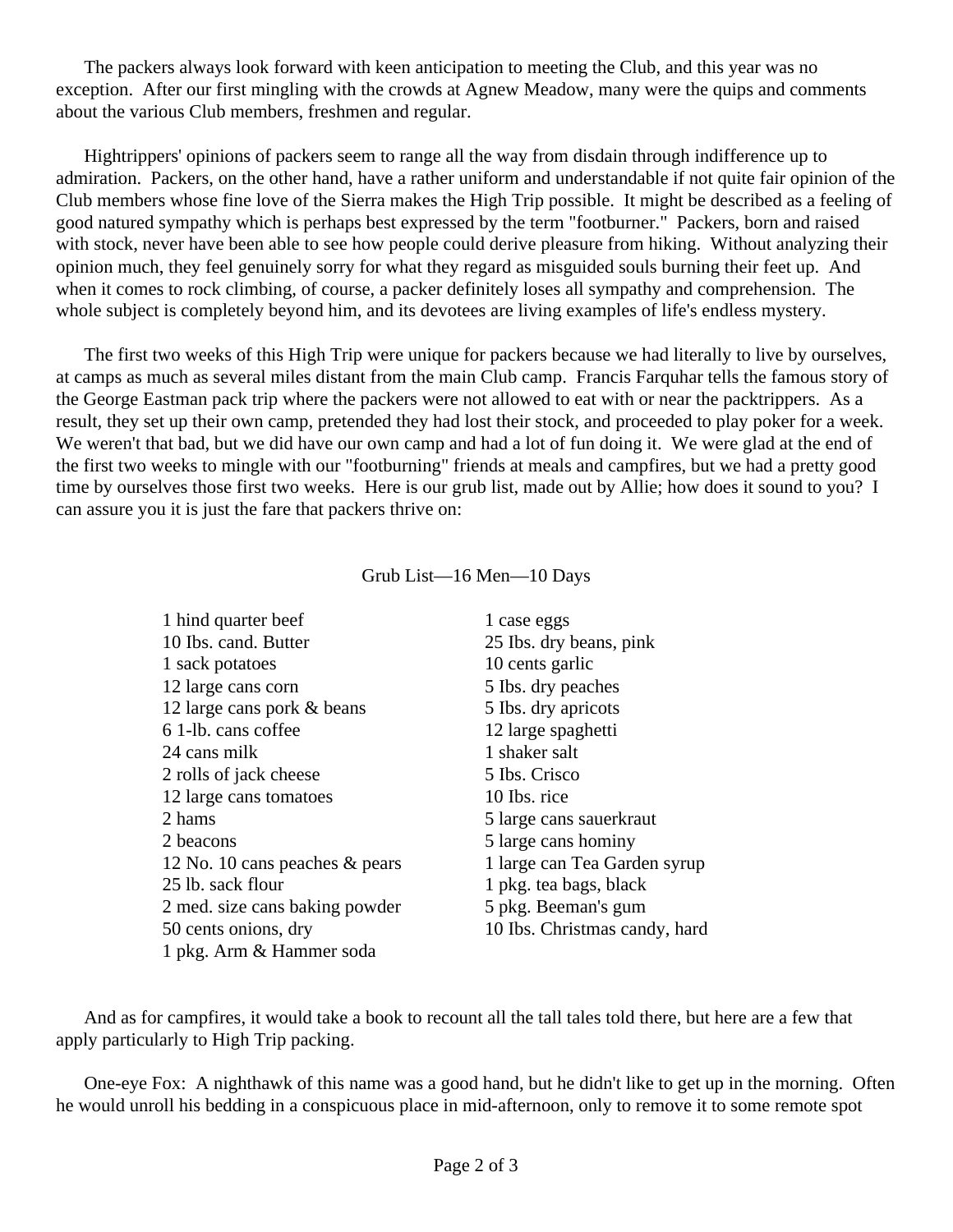The packers always look forward with keen anticipation to meeting the Club, and this year was no exception. After our first mingling with the crowds at Agnew Meadow, many were the quips and comments about the various Club members, freshmen and regular.

Hightrippers' opinions of packers seem to range all the way from disdain through indifference up to admiration. Packers, on the other hand, have a rather uniform and understandable if not quite fair opinion of the Club members whose fine love of the Sierra makes the High Trip possible. It might be described as a feeling of good natured sympathy which is perhaps best expressed by the term "footburner." Packers, born and raised with stock, never have been able to see how people could derive pleasure from hiking. Without analyzing their opinion much, they feel genuinely sorry for what they regard as misguided souls burning their feet up. And when it comes to rock climbing, of course, a packer definitely loses all sympathy and comprehension. The whole subject is completely beyond him, and its devotees are living examples of life's endless mystery.

The first two weeks of this High Trip were unique for packers because we had literally to live by ourselves, at camps as much as several miles distant from the main Club camp. Francis Farquhar tells the famous story of the George Eastman pack trip where the packers were not allowed to eat with or near the packtrippers. As a result, they set up their own camp, pretended they had lost their stock, and proceeded to play poker for a week. We weren't that bad, but we did have our own camp and had a lot of fun doing it. We were glad at the end of the first two weeks to mingle with our "footburning" friends at meals and campfires, but we had a pretty good time by ourselves those first two weeks. Here is our grub list, made out by Allie; how does it sound to you? I can assure you it is just the fare that packers thrive on:

Grub List—16 Men—10 Days

| | |
|---|---|
| 1 hind quarter beef | 1 case eggs |
| 10 Ibs. cand. Butter | 25 Ibs. dry beans, pink |
| 1 sack potatoes | 10 cents garlic |
| 12 large cans corn | 5 Ibs. dry peaches |
| 12 large cans pork & beans | 5 Ibs. dry apricots |
| 6 1-lb. cans coffee | 12 large spaghetti |
| 24 cans milk | 1 shaker salt |
| 2 rolls of jack cheese | 5 Ibs. Crisco |
| 12 large cans tomatoes | 10 Ibs. rice |
| 2 hams | 5 large cans sauerkraut |
| 2 beacons | 5 large cans hominy |
| 12 No. 10 cans peaches & pears | 1 large can Tea Garden syrup |
| 25 lb. sack flour | 1 pkg. tea bags, black |
| 2 med. size cans baking powder | 5 pkg. Beeman's gum |
| 50 cents onions, dry | 10 Ibs. Christmas candy, hard |
| 1 pkg. Arm & Hammer soda | |

And as for campfires, it would take a book to recount all the tall tales told there, but here are a few that apply particularly to High Trip packing.

One-eye Fox: A nighthawk of this name was a good hand, but he didn't like to get up in the morning. Often he would unroll his bedding in a conspicuous place in mid-afternoon, only to remove it to some remote spot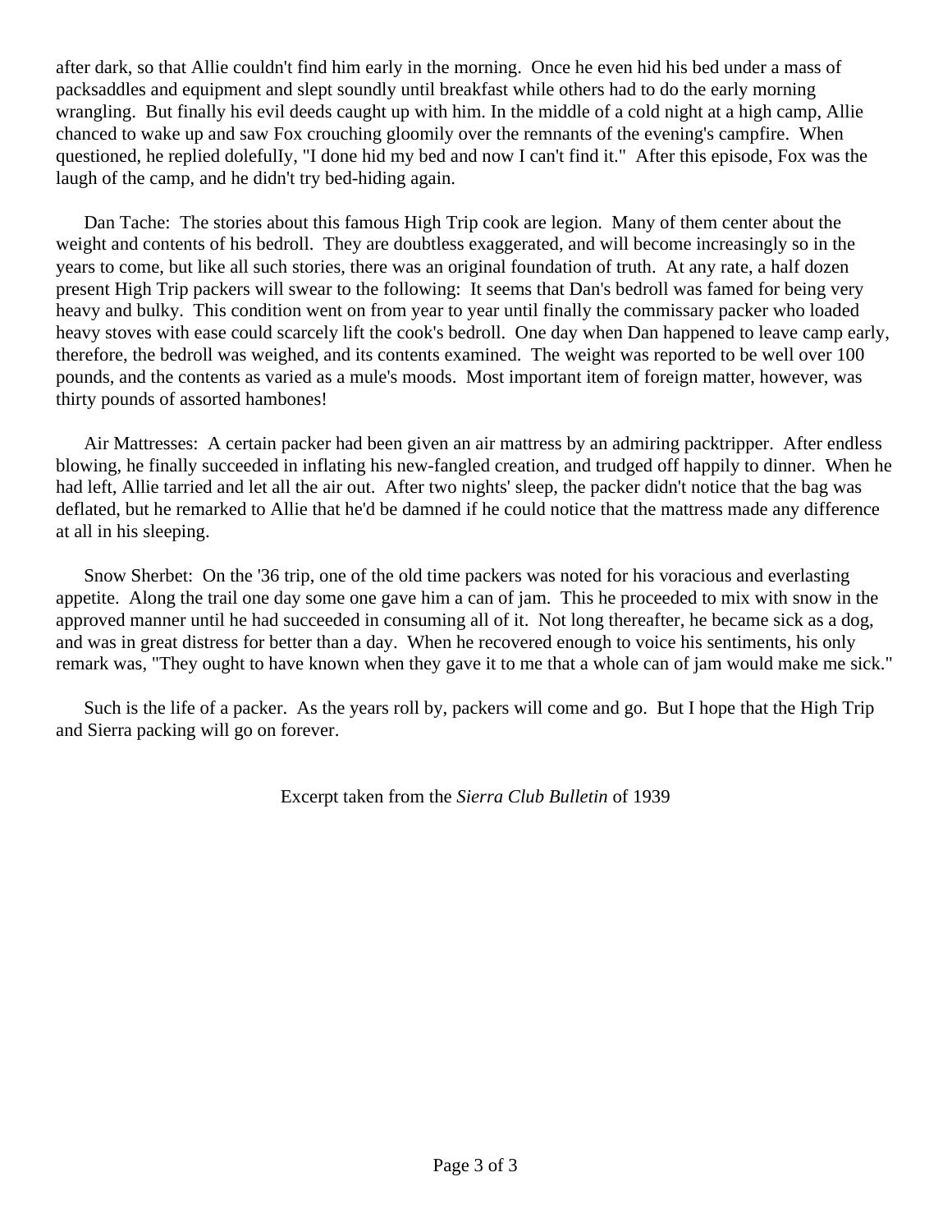after dark, so that Allie couldn't find him early in the morning. Once he even hid his bed under a mass of packsaddles and equipment and slept soundly until breakfast while others had to do the early morning wrangling. But finally his evil deeds caught up with him. In the middle of a cold night at a high camp, Allie chanced to wake up and saw Fox crouching gloomily over the remnants of the evening's campfire. When questioned, he replied dolefulIy, "I done hid my bed and now I can't find it." After this episode, Fox was the laugh of the camp, and he didn't try bed-hiding again.

Dan Tache: The stories about this famous High Trip cook are legion. Many of them center about the weight and contents of his bedroll. They are doubtless exaggerated, and will become increasingly so in the years to come, but like all such stories, there was an original foundation of truth. At any rate, a half dozen present High Trip packers will swear to the following: It seems that Dan's bedroll was famed for being very heavy and bulky. This condition went on from year to year until finally the commissary packer who loaded heavy stoves with ease could scarcely lift the cook's bedroll. One day when Dan happened to leave camp early, therefore, the bedroll was weighed, and its contents examined. The weight was reported to be well over 100 pounds, and the contents as varied as a mule's moods. Most important item of foreign matter, however, was thirty pounds of assorted hambones!

Air Mattresses: A certain packer had been given an air mattress by an admiring packtripper. After endless blowing, he finally succeeded in inflating his new-fangled creation, and trudged off happily to dinner. When he had left, Allie tarried and let all the air out. After two nights' sleep, the packer didn't notice that the bag was deflated, but he remarked to Allie that he'd be damned if he could notice that the mattress made any difference at all in his sleeping.

Snow Sherbet: On the '36 trip, one of the old time packers was noted for his voracious and everlasting appetite. Along the trail one day some one gave him a can of jam. This he proceeded to mix with snow in the approved manner until he had succeeded in consuming all of it. Not long thereafter, he became sick as a dog, and was in great distress for better than a day. When he recovered enough to voice his sentiments, his only remark was, "They ought to have known when they gave it to me that a whole can of jam would make me sick."

Such is the life of a packer. As the years roll by, packers will come and go. But I hope that the High Trip and Sierra packing will go on forever.

Excerpt taken from the *Sierra Club Bulletin* of 1939